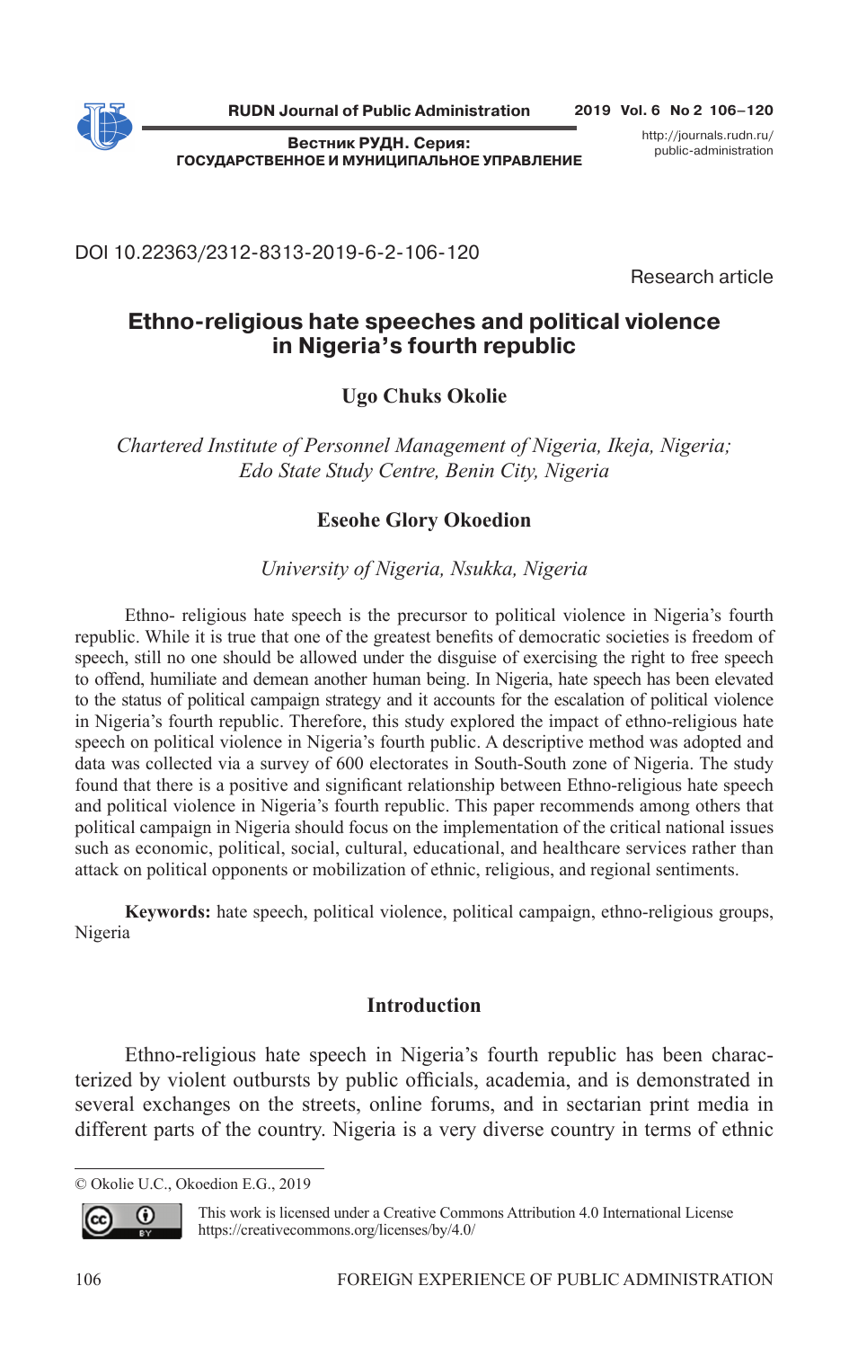DOI 10.22363/2312-8313-2019-6-2-106-120

Research article

# Ethno-religious hate speeches and political violence in Nigeria's fourth republic

**Ugo Chuks Okolie**

*Chartered Institute of Personnel Management of Nigeria, Ikeja, Nigeria; Edo State Study Centre, Benin City, Nigeria*

**Eseohe Glory Okoedion**

*University of Nigeria, Nsukka, Nigeria*

Ethno- religious hate speech is the precursor to political violence in Nigeria's fourth republic. While it is true that one of the greatest benefits of democratic societies is freedom of speech, still no one should be allowed under the disguise of exercising the right to free speech to offend, humiliate and demean another human being. In Nigeria, hate speech has been elevated to the status of political campaign strategy and it accounts for the escalation of political violence in Nigeria's fourth republic. Therefore, this study explored the impact of ethno-religious hate speech on political violence in Nigeria's fourth public. A descriptive method was adopted and data was collected via a survey of 600 electorates in South-South zone of Nigeria. The study found that there is a positive and significant relationship between Ethno-religious hate speech and political violence in Nigeria's fourth republic. This paper recommends among others that political campaign in Nigeria should focus on the implementation of the critical national issues such as economic, political, social, cultural, educational, and healthcare services rather than attack on political opponents or mobilization of ethnic, religious, and regional sentiments.

**Keywords:** hate speech, political violence, political campaign, ethno-religious groups, Nigeria

## Introduction

Ethno-religious hate speech in Nigeria's fourth republic has been characterized by violent outbursts by public officials, academia, and is demonstrated in several exchanges on the streets, online forums, and in sectarian print media in different parts of the country. Nigeria is a very diverse country in terms of ethnic

---

© Okolie U.C., Okoedion E.G., 2019

This work is licensed under a Creative Commons Attribution 4.0 International License https://creativecommons.org/licenses/by/4.0/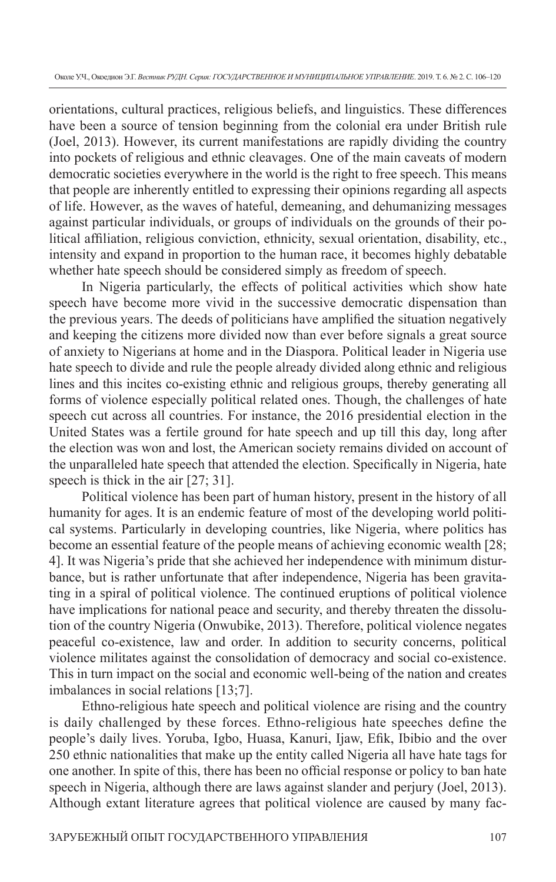orientations, cultural practices, religious beliefs, and linguistics. These differences have been a source of tension beginning from the colonial era under British rule (Joel, 2013). However, its current manifestations are rapidly dividing the country into pockets of religious and ethnic cleavages. One of the main caveats of modern democratic societies everywhere in the world is the right to free speech. This means that people are inherently entitled to expressing their opinions regarding all aspects of life. However, as the waves of hateful, demeaning, and dehumanizing messages against particular individuals, or groups of individuals on the grounds of their political affiliation, religious conviction, ethnicity, sexual orientation, disability, etc., intensity and expand in proportion to the human race, it becomes highly debatable whether hate speech should be considered simply as freedom of speech.

In Nigeria particularly, the effects of political activities which show hate speech have become more vivid in the successive democratic dispensation than the previous years. The deeds of politicians have amplified the situation negatively and keeping the citizens more divided now than ever before signals a great source of anxiety to Nigerians at home and in the Diaspora. Political leader in Nigeria use hate speech to divide and rule the people already divided along ethnic and religious lines and this incites co-existing ethnic and religious groups, thereby generating all forms of violence especially political related ones. Though, the challenges of hate speech cut across all countries. For instance, the 2016 presidential election in the United States was a fertile ground for hate speech and up till this day, long after the election was won and lost, the American society remains divided on account of the unparalleled hate speech that attended the election. Specifically in Nigeria, hate speech is thick in the air [27; 31].

Political violence has been part of human history, present in the history of all humanity for ages. It is an endemic feature of most of the developing world political systems. Particularly in developing countries, like Nigeria, where politics has become an essential feature of the people means of achieving economic wealth [28; 4]. It was Nigeria's pride that she achieved her independence with minimum disturbance, but is rather unfortunate that after independence, Nigeria has been gravitating in a spiral of political violence. The continued eruptions of political violence have implications for national peace and security, and thereby threaten the dissolution of the country Nigeria (Onwubike, 2013). Therefore, political violence negates peaceful co-existence, law and order. In addition to security concerns, political violence militates against the consolidation of democracy and social co-existence. This in turn impact on the social and economic well-being of the nation and creates imbalances in social relations [13;7].

Ethno-religious hate speech and political violence are rising and the country is daily challenged by these forces. Ethno-religious hate speeches define the people's daily lives. Yoruba, Igbo, Huasa, Kanuri, Ijaw, Efik, Ibibio and the over 250 ethnic nationalities that make up the entity called Nigeria all have hate tags for one another. In spite of this, there has been no official response or policy to ban hate speech in Nigeria, although there are laws against slander and perjury (Joel, 2013). Although extant literature agrees that political violence are caused by many fac-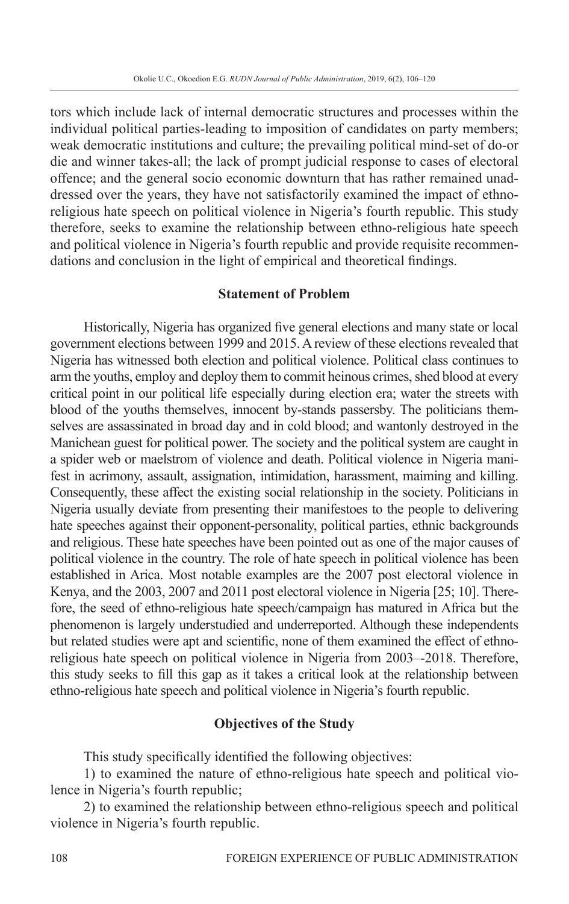tors which include lack of internal democratic structures and processes within the individual political parties-leading to imposition of candidates on party members; weak democratic institutions and culture; the prevailing political mind-set of do-or die and winner takes-all; the lack of prompt judicial response to cases of electoral offence; and the general socio economic downturn that has rather remained unaddressed over the years, they have not satisfactorily examined the impact of ethno-religious hate speech on political violence in Nigeria's fourth republic. This study therefore, seeks to examine the relationship between ethno-religious hate speech and political violence in Nigeria's fourth republic and provide requisite recommendations and conclusion in the light of empirical and theoretical findings.

## Statement of Problem

Historically, Nigeria has organized five general elections and many state or local government elections between 1999 and 2015. A review of these elections revealed that Nigeria has witnessed both election and political violence. Political class continues to arm the youths, employ and deploy them to commit heinous crimes, shed blood at every critical point in our political life especially during election era; water the streets with blood of the youths themselves, innocent by-stands passersby. The politicians themselves are assassinated in broad day and in cold blood; and wantonly destroyed in the Manichean guest for political power. The society and the political system are caught in a spider web or maelstrom of violence and death. Political violence in Nigeria manifest in acrimony, assault, assignation, intimidation, harassment, maiming and killing. Consequently, these affect the existing social relationship in the society. Politicians in Nigeria usually deviate from presenting their manifestoes to the people to delivering hate speeches against their opponent-personality, political parties, ethnic backgrounds and religious. These hate speeches have been pointed out as one of the major causes of political violence in the country. The role of hate speech in political violence has been established in Arica. Most notable examples are the 2007 post electoral violence in Kenya, and the 2003, 2007 and 2011 post electoral violence in Nigeria [25; 10]. Therefore, the seed of ethno-religious hate speech/campaign has matured in Africa but the phenomenon is largely understudied and underreported. Although these independents but related studies were apt and scientific, none of them examined the effect of ethno-religious hate speech on political violence in Nigeria from 2003–-2018. Therefore, this study seeks to fill this gap as it takes a critical look at the relationship between ethno-religious hate speech and political violence in Nigeria's fourth republic.

## Objectives of the Study

This study specifically identified the following objectives:

1) to examined the nature of ethno-religious hate speech and political violence in Nigeria's fourth republic;

2) to examined the relationship between ethno-religious speech and political violence in Nigeria's fourth republic.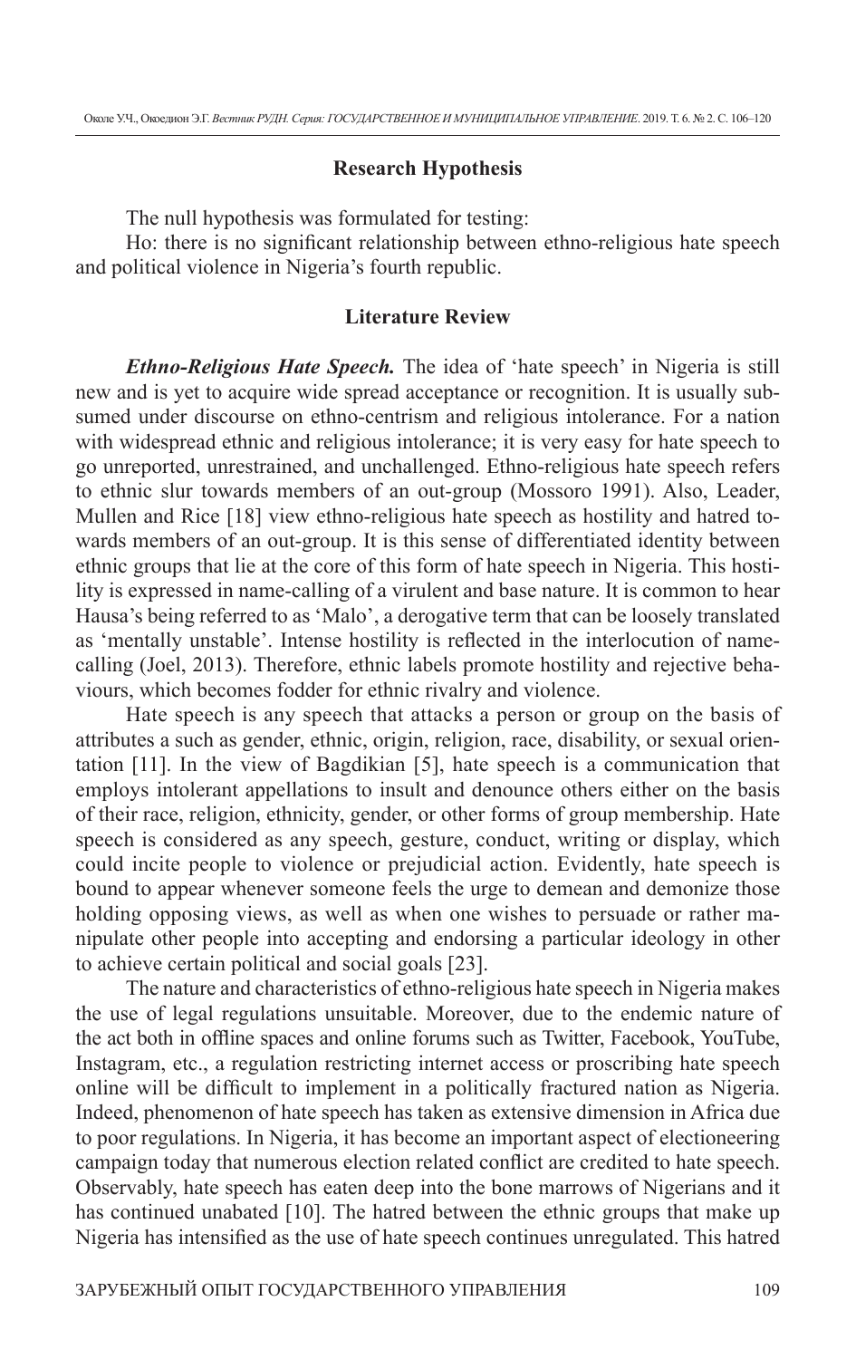## Research Hypothesis

The null hypothesis was formulated for testing:

Ho: there is no significant relationship between ethno-religious hate speech and political violence in Nigeria's fourth republic.

## Literature Review

***Ethno-Religious Hate Speech.*** The idea of 'hate speech' in Nigeria is still new and is yet to acquire wide spread acceptance or recognition. It is usually subsumed under discourse on ethno-centrism and religious intolerance. For a nation with widespread ethnic and religious intolerance; it is very easy for hate speech to go unreported, unrestrained, and unchallenged. Ethno-religious hate speech refers to ethnic slur towards members of an out-group (Mossoro 1991). Also, Leader, Mullen and Rice [18] view ethno-religious hate speech as hostility and hatred towards members of an out-group. It is this sense of differentiated identity between ethnic groups that lie at the core of this form of hate speech in Nigeria. This hostility is expressed in name-calling of a virulent and base nature. It is common to hear Hausa's being referred to as 'Malo', a derogative term that can be loosely translated as 'mentally unstable'. Intense hostility is reflected in the interlocution of name-calling (Joel, 2013). Therefore, ethnic labels promote hostility and rejective behaviours, which becomes fodder for ethnic rivalry and violence.

Hate speech is any speech that attacks a person or group on the basis of attributes a such as gender, ethnic, origin, religion, race, disability, or sexual orientation [11]. In the view of Bagdikian [5], hate speech is a communication that employs intolerant appellations to insult and denounce others either on the basis of their race, religion, ethnicity, gender, or other forms of group membership. Hate speech is considered as any speech, gesture, conduct, writing or display, which could incite people to violence or prejudicial action. Evidently, hate speech is bound to appear whenever someone feels the urge to demean and demonize those holding opposing views, as well as when one wishes to persuade or rather manipulate other people into accepting and endorsing a particular ideology in other to achieve certain political and social goals [23].

The nature and characteristics of ethno-religious hate speech in Nigeria makes the use of legal regulations unsuitable. Moreover, due to the endemic nature of the act both in offline spaces and online forums such as Twitter, Facebook, YouTube, Instagram, etc., a regulation restricting internet access or proscribing hate speech online will be difficult to implement in a politically fractured nation as Nigeria. Indeed, phenomenon of hate speech has taken as extensive dimension in Africa due to poor regulations. In Nigeria, it has become an important aspect of electioneering campaign today that numerous election related conflict are credited to hate speech. Observably, hate speech has eaten deep into the bone marrows of Nigerians and it has continued unabated [10]. The hatred between the ethnic groups that make up Nigeria has intensified as the use of hate speech continues unregulated. This hatred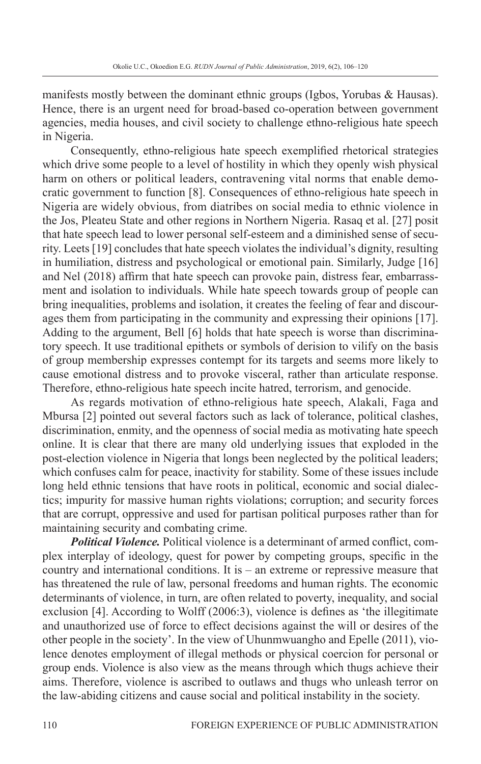manifests mostly between the dominant ethnic groups (Igbos, Yorubas & Hausas). Hence, there is an urgent need for broad-based co-operation between government agencies, media houses, and civil society to challenge ethno-religious hate speech in Nigeria.

Consequently, ethno-religious hate speech exemplified rhetorical strategies which drive some people to a level of hostility in which they openly wish physical harm on others or political leaders, contravening vital norms that enable democratic government to function [8]. Consequences of ethno-religious hate speech in Nigeria are widely obvious, from diatribes on social media to ethnic violence in the Jos, Pleateu State and other regions in Northern Nigeria. Rasaq et al. [27] posit that hate speech lead to lower personal self-esteem and a diminished sense of security. Leets [19] concludes that hate speech violates the individual's dignity, resulting in humiliation, distress and psychological or emotional pain. Similarly, Judge [16] and Nel (2018) affirm that hate speech can provoke pain, distress fear, embarrassment and isolation to individuals. While hate speech towards group of people can bring inequalities, problems and isolation, it creates the feeling of fear and discourages them from participating in the community and expressing their opinions [17]. Adding to the argument, Bell [6] holds that hate speech is worse than discriminatory speech. It use traditional epithets or symbols of derision to vilify on the basis of group membership expresses contempt for its targets and seems more likely to cause emotional distress and to provoke visceral, rather than articulate response. Therefore, ethno-religious hate speech incite hatred, terrorism, and genocide.

As regards motivation of ethno-religious hate speech, Alakali, Faga and Mbursa [2] pointed out several factors such as lack of tolerance, political clashes, discrimination, enmity, and the openness of social media as motivating hate speech online. It is clear that there are many old underlying issues that exploded in the post-election violence in Nigeria that longs been neglected by the political leaders; which confuses calm for peace, inactivity for stability. Some of these issues include long held ethnic tensions that have roots in political, economic and social dialectics; impurity for massive human rights violations; corruption; and security forces that are corrupt, oppressive and used for partisan political purposes rather than for maintaining security and combating crime.

***Political Violence.*** Political violence is a determinant of armed conflict, complex interplay of ideology, quest for power by competing groups, specific in the country and international conditions. It is – an extreme or repressive measure that has threatened the rule of law, personal freedoms and human rights. The economic determinants of violence, in turn, are often related to poverty, inequality, and social exclusion [4]. According to Wolff (2006:3), violence is defines as 'the illegitimate and unauthorized use of force to effect decisions against the will or desires of the other people in the society'. In the view of Uhunmwuangho and Epelle (2011), violence denotes employment of illegal methods or physical coercion for personal or group ends. Violence is also view as the means through which thugs achieve their aims. Therefore, violence is ascribed to outlaws and thugs who unleash terror on the law-abiding citizens and cause social and political instability in the society.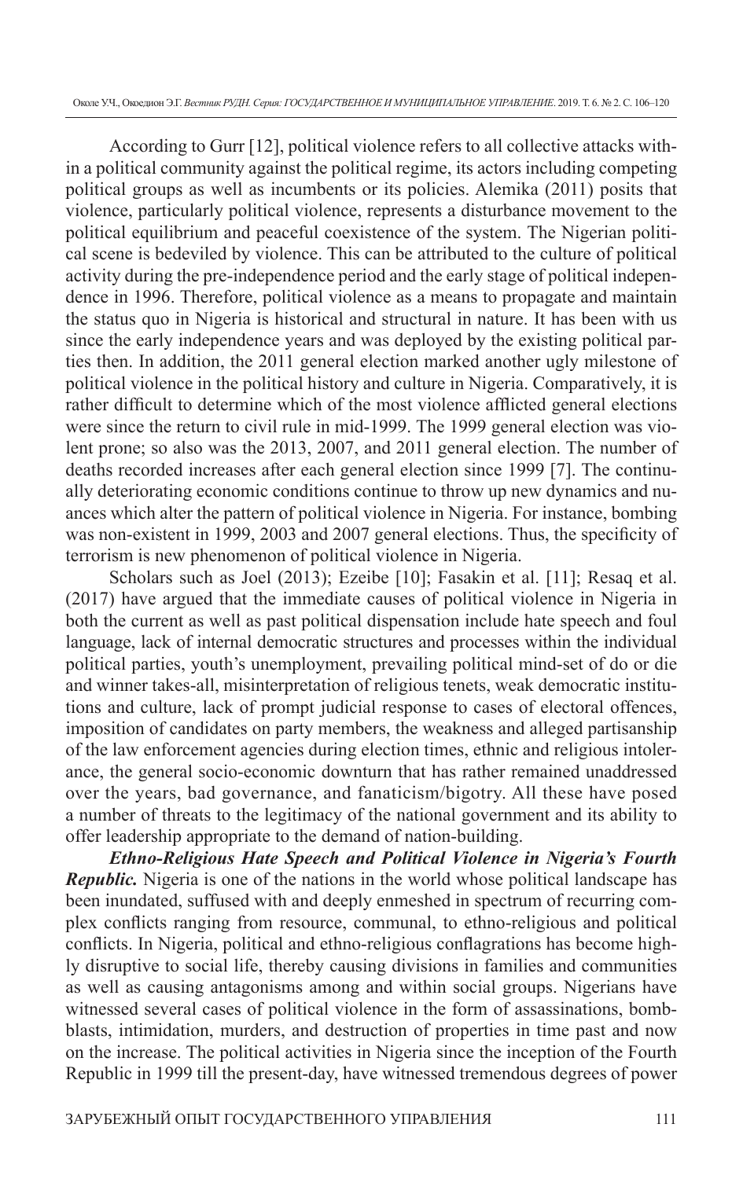According to Gurr [12], political violence refers to all collective attacks within a political community against the political regime, its actors including competing political groups as well as incumbents or its policies. Alemika (2011) posits that violence, particularly political violence, represents a disturbance movement to the political equilibrium and peaceful coexistence of the system. The Nigerian political scene is bedeviled by violence. This can be attributed to the culture of political activity during the pre-independence period and the early stage of political independence in 1996. Therefore, political violence as a means to propagate and maintain the status quo in Nigeria is historical and structural in nature. It has been with us since the early independence years and was deployed by the existing political parties then. In addition, the 2011 general election marked another ugly milestone of political violence in the political history and culture in Nigeria. Comparatively, it is rather difficult to determine which of the most violence afflicted general elections were since the return to civil rule in mid-1999. The 1999 general election was violent prone; so also was the 2013, 2007, and 2011 general election. The number of deaths recorded increases after each general election since 1999 [7]. The continually deteriorating economic conditions continue to throw up new dynamics and nuances which alter the pattern of political violence in Nigeria. For instance, bombing was non-existent in 1999, 2003 and 2007 general elections. Thus, the specificity of terrorism is new phenomenon of political violence in Nigeria.

Scholars such as Joel (2013); Ezeibe [10]; Fasakin et al. [11]; Resaq et al. (2017) have argued that the immediate causes of political violence in Nigeria in both the current as well as past political dispensation include hate speech and foul language, lack of internal democratic structures and processes within the individual political parties, youth's unemployment, prevailing political mind-set of do or die and winner takes-all, misinterpretation of religious tenets, weak democratic institutions and culture, lack of prompt judicial response to cases of electoral offences, imposition of candidates on party members, the weakness and alleged partisanship of the law enforcement agencies during election times, ethnic and religious intolerance, the general socio-economic downturn that has rather remained unaddressed over the years, bad governance, and fanaticism/bigotry. All these have posed a number of threats to the legitimacy of the national government and its ability to offer leadership appropriate to the demand of nation-building.

***Ethno-Religious Hate Speech and Political Violence in Nigeria's Fourth Republic.*** Nigeria is one of the nations in the world whose political landscape has been inundated, suffused with and deeply enmeshed in spectrum of recurring complex conflicts ranging from resource, communal, to ethno-religious and political conflicts. In Nigeria, political and ethno-religious conflagrations has become highly disruptive to social life, thereby causing divisions in families and communities as well as causing antagonisms among and within social groups. Nigerians have witnessed several cases of political violence in the form of assassinations, bomb-blasts, intimidation, murders, and destruction of properties in time past and now on the increase. The political activities in Nigeria since the inception of the Fourth Republic in 1999 till the present-day, have witnessed tremendous degrees of power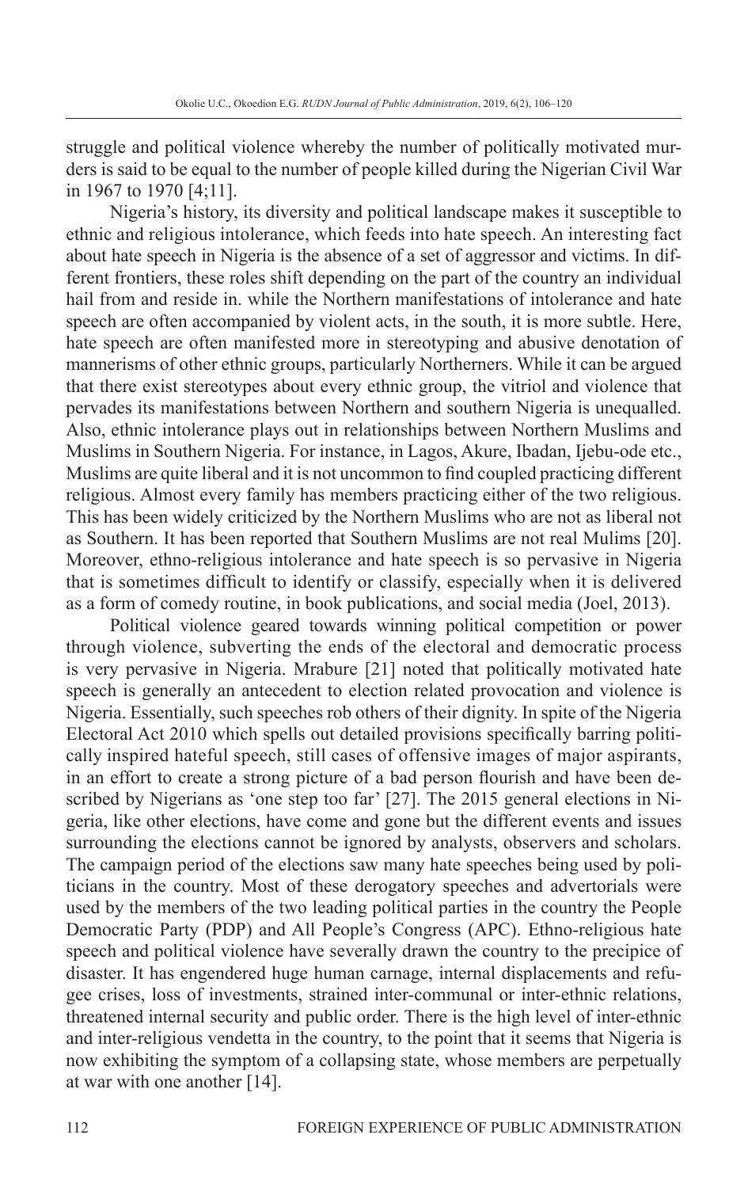struggle and political violence whereby the number of politically motivated murders is said to be equal to the number of people killed during the Nigerian Civil War in 1967 to 1970 [4;11].

Nigeria's history, its diversity and political landscape makes it susceptible to ethnic and religious intolerance, which feeds into hate speech. An interesting fact about hate speech in Nigeria is the absence of a set of aggressor and victims. In different frontiers, these roles shift depending on the part of the country an individual hail from and reside in. while the Northern manifestations of intolerance and hate speech are often accompanied by violent acts, in the south, it is more subtle. Here, hate speech are often manifested more in stereotyping and abusive denotation of mannerisms of other ethnic groups, particularly Northerners. While it can be argued that there exist stereotypes about every ethnic group, the vitriol and violence that pervades its manifestations between Northern and southern Nigeria is unequalled. Also, ethnic intolerance plays out in relationships between Northern Muslims and Muslims in Southern Nigeria. For instance, in Lagos, Akure, Ibadan, Ijebu-ode etc., Muslims are quite liberal and it is not uncommon to find coupled practicing different religious. Almost every family has members practicing either of the two religious. This has been widely criticized by the Northern Muslims who are not as liberal not as Southern. It has been reported that Southern Muslims are not real Mulims [20]. Moreover, ethno-religious intolerance and hate speech is so pervasive in Nigeria that is sometimes difficult to identify or classify, especially when it is delivered as a form of comedy routine, in book publications, and social media (Joel, 2013).

Political violence geared towards winning political competition or power through violence, subverting the ends of the electoral and democratic process is very pervasive in Nigeria. Mrabure [21] noted that politically motivated hate speech is generally an antecedent to election related provocation and violence is Nigeria. Essentially, such speeches rob others of their dignity. In spite of the Nigeria Electoral Act 2010 which spells out detailed provisions specifically barring politically inspired hateful speech, still cases of offensive images of major aspirants, in an effort to create a strong picture of a bad person flourish and have been described by Nigerians as 'one step too far' [27]. The 2015 general elections in Nigeria, like other elections, have come and gone but the different events and issues surrounding the elections cannot be ignored by analysts, observers and scholars. The campaign period of the elections saw many hate speeches being used by politicians in the country. Most of these derogatory speeches and advertorials were used by the members of the two leading political parties in the country the People Democratic Party (PDP) and All People's Congress (APC). Ethno-religious hate speech and political violence have severally drawn the country to the precipice of disaster. It has engendered huge human carnage, internal displacements and refugee crises, loss of investments, strained inter-communal or inter-ethnic relations, threatened internal security and public order. There is the high level of inter-ethnic and inter-religious vendetta in the country, to the point that it seems that Nigeria is now exhibiting the symptom of a collapsing state, whose members are perpetually at war with one another [14].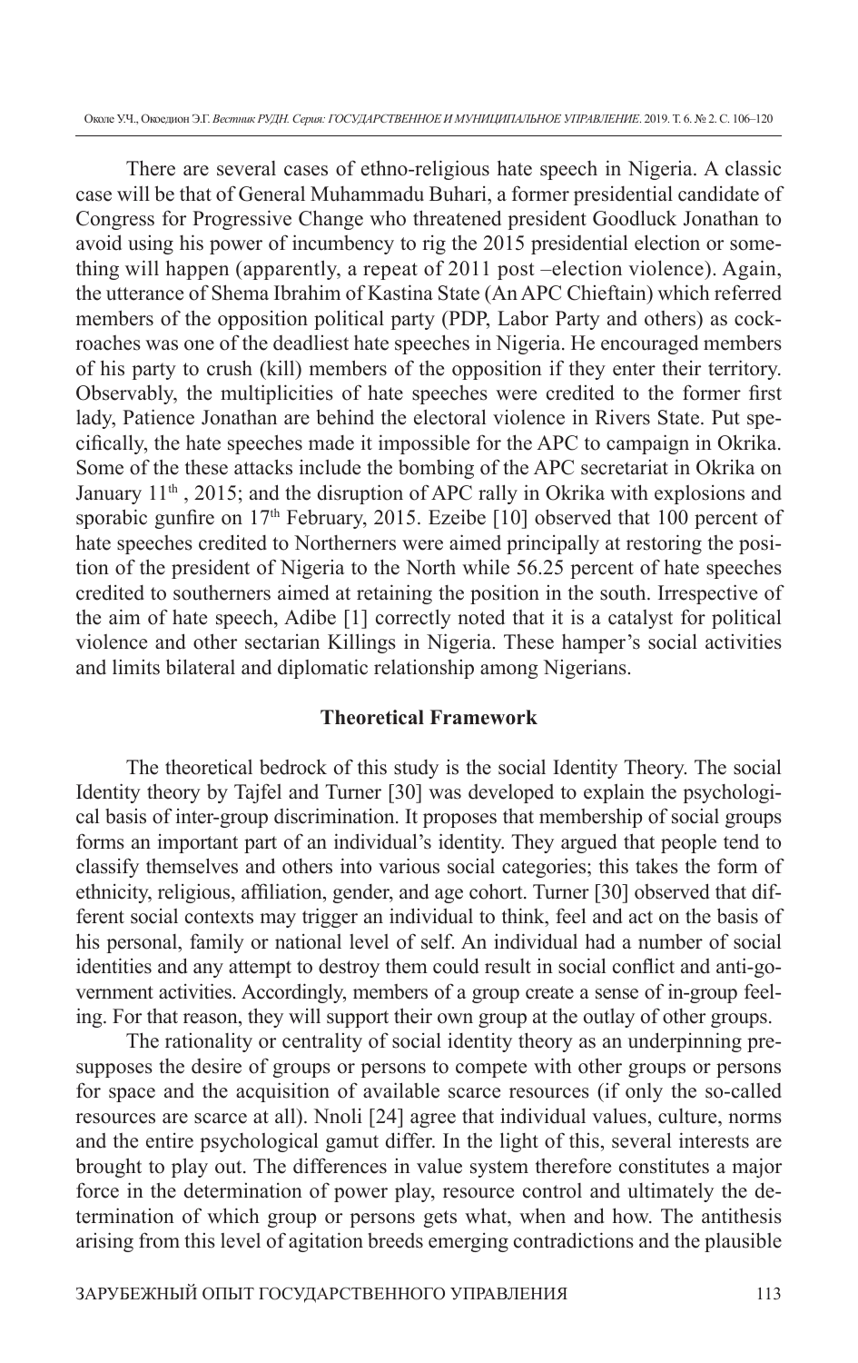There are several cases of ethno-religious hate speech in Nigeria. A classic case will be that of General Muhammadu Buhari, a former presidential candidate of Congress for Progressive Change who threatened president Goodluck Jonathan to avoid using his power of incumbency to rig the 2015 presidential election or something will happen (apparently, a repeat of 2011 post –election violence). Again, the utterance of Shema Ibrahim of Kastina State (An APC Chieftain) which referred members of the opposition political party (PDP, Labor Party and others) as cockroaches was one of the deadliest hate speeches in Nigeria. He encouraged members of his party to crush (kill) members of the opposition if they enter their territory. Observably, the multiplicities of hate speeches were credited to the former first lady, Patience Jonathan are behind the electoral violence in Rivers State. Put specifically, the hate speeches made it impossible for the APC to campaign in Okrika. Some of the these attacks include the bombing of the APC secretariat in Okrika on January 11th , 2015; and the disruption of APC rally in Okrika with explosions and sporabic gunfire on 17th February, 2015. Ezeibe [10] observed that 100 percent of hate speeches credited to Northerners were aimed principally at restoring the position of the president of Nigeria to the North while 56.25 percent of hate speeches credited to southerners aimed at retaining the position in the south. Irrespective of the aim of hate speech, Adibe [1] correctly noted that it is a catalyst for political violence and other sectarian Killings in Nigeria. These hamper's social activities and limits bilateral and diplomatic relationship among Nigerians.

## Theoretical Framework

The theoretical bedrock of this study is the social Identity Theory. The social Identity theory by Tajfel and Turner [30] was developed to explain the psychological basis of inter-group discrimination. It proposes that membership of social groups forms an important part of an individual's identity. They argued that people tend to classify themselves and others into various social categories; this takes the form of ethnicity, religious, affiliation, gender, and age cohort. Turner [30] observed that different social contexts may trigger an individual to think, feel and act on the basis of his personal, family or national level of self. An individual had a number of social identities and any attempt to destroy them could result in social conflict and anti-government activities. Accordingly, members of a group create a sense of in-group feeling. For that reason, they will support their own group at the outlay of other groups.

The rationality or centrality of social identity theory as an underpinning presupposes the desire of groups or persons to compete with other groups or persons for space and the acquisition of available scarce resources (if only the so-called resources are scarce at all). Nnoli [24] agree that individual values, culture, norms and the entire psychological gamut differ. In the light of this, several interests are brought to play out. The differences in value system therefore constitutes a major force in the determination of power play, resource control and ultimately the determination of which group or persons gets what, when and how. The antithesis arising from this level of agitation breeds emerging contradictions and the plausible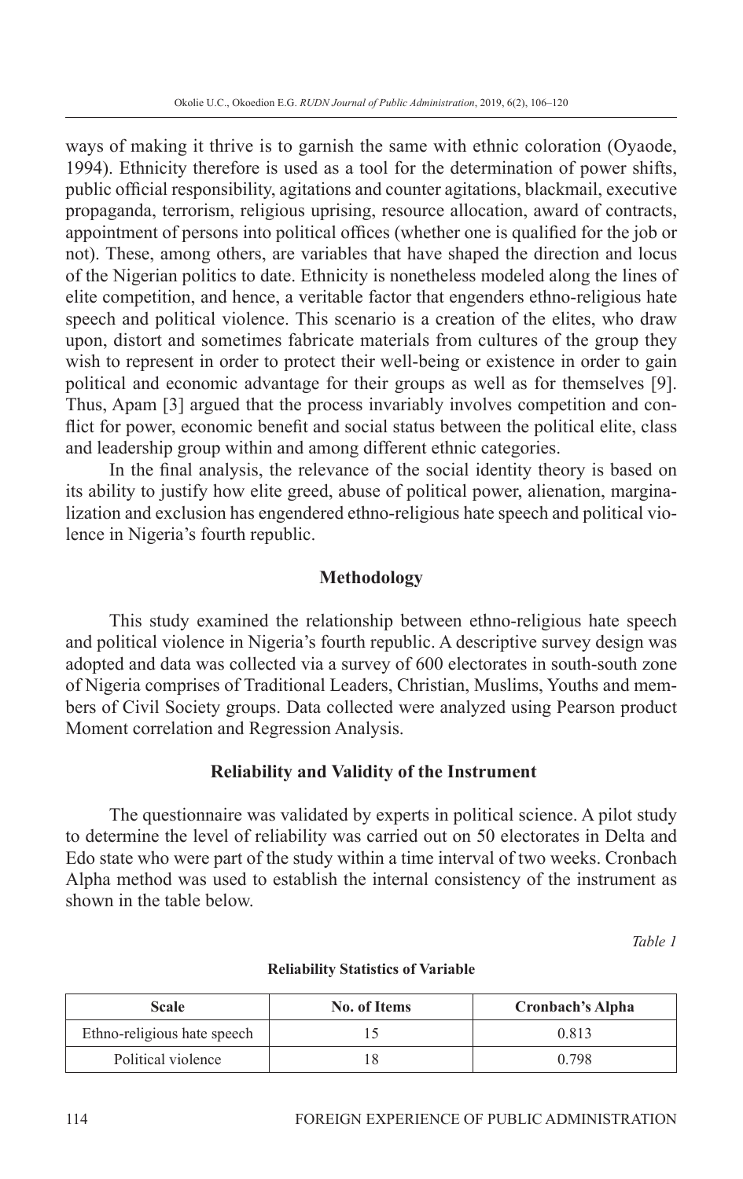ways of making it thrive is to garnish the same with ethnic coloration (Oyaode, 1994). Ethnicity therefore is used as a tool for the determination of power shifts, public official responsibility, agitations and counter agitations, blackmail, executive propaganda, terrorism, religious uprising, resource allocation, award of contracts, appointment of persons into political offices (whether one is qualified for the job or not). These, among others, are variables that have shaped the direction and locus of the Nigerian politics to date. Ethnicity is nonetheless modeled along the lines of elite competition, and hence, a veritable factor that engenders ethno-religious hate speech and political violence. This scenario is a creation of the elites, who draw upon, distort and sometimes fabricate materials from cultures of the group they wish to represent in order to protect their well-being or existence in order to gain political and economic advantage for their groups as well as for themselves [9]. Thus, Apam [3] argued that the process invariably involves competition and conflict for power, economic benefit and social status between the political elite, class and leadership group within and among different ethnic categories.

In the final analysis, the relevance of the social identity theory is based on its ability to justify how elite greed, abuse of political power, alienation, marginalization and exclusion has engendered ethno-religious hate speech and political violence in Nigeria's fourth republic.

## Methodology

This study examined the relationship between ethno-religious hate speech and political violence in Nigeria's fourth republic. A descriptive survey design was adopted and data was collected via a survey of 600 electorates in south-south zone of Nigeria comprises of Traditional Leaders, Christian, Muslims, Youths and members of Civil Society groups. Data collected were analyzed using Pearson product Moment correlation and Regression Analysis.

## Reliability and Validity of the Instrument

The questionnaire was validated by experts in political science. A pilot study to determine the level of reliability was carried out on 50 electorates in Delta and Edo state who were part of the study within a time interval of two weeks. Cronbach Alpha method was used to establish the internal consistency of the instrument as shown in the table below.

*Table 1*

**Reliability Statistics of Variable**

| Scale | No. of Items | Cronbach's Alpha |
|---|---|---|
| Ethno-religious hate speech | 15 | 0.813 |
| Political violence | 18 | 0.798 |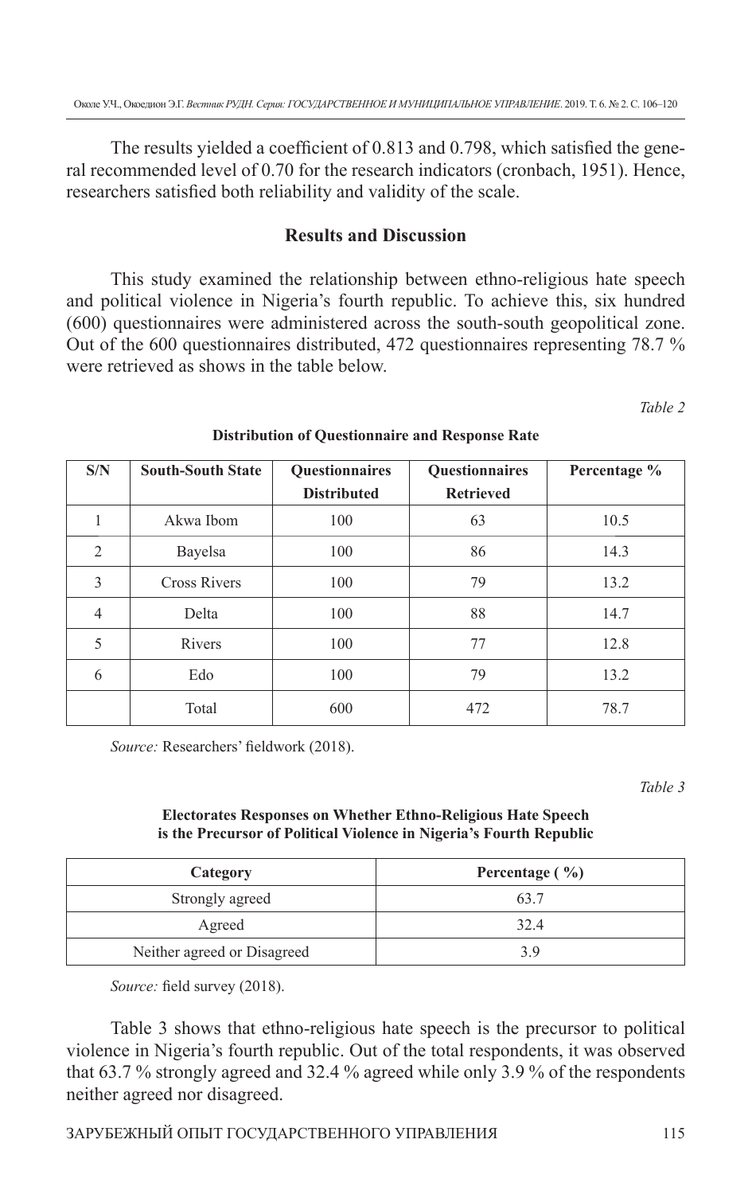The results yielded a coefficient of 0.813 and 0.798, which satisfied the general recommended level of 0.70 for the research indicators (cronbach, 1951). Hence, researchers satisfied both reliability and validity of the scale.

## Results and Discussion

This study examined the relationship between ethno-religious hate speech and political violence in Nigeria's fourth republic. To achieve this, six hundred (600) questionnaires were administered across the south-south geopolitical zone. Out of the 600 questionnaires distributed, 472 questionnaires representing 78.7 % were retrieved as shows in the table below.

*Table 2*

**Distribution of Questionnaire and Response Rate**

| S/N | South-South State | Questionnaires Distributed | Questionnaires Retrieved | Percentage % |
|---|---|---|---|---|
| 1 | Akwa Ibom | 100 | 63 | 10.5 |
| 2 | Bayelsa | 100 | 86 | 14.3 |
| 3 | Cross Rivers | 100 | 79 | 13.2 |
| 4 | Delta | 100 | 88 | 14.7 |
| 5 | Rivers | 100 | 77 | 12.8 |
| 6 | Edo | 100 | 79 | 13.2 |
| | Total | 600 | 472 | 78.7 |

*Source:* Researchers' fieldwork (2018).

*Table 3*

**Electorates Responses on Whether Ethno-Religious Hate Speech is the Precursor of Political Violence in Nigeria's Fourth Republic**

| Category | Percentage ( %) |
|---|---|
| Strongly agreed | 63.7 |
| Agreed | 32.4 |
| Neither agreed or Disagreed | 3.9 |

*Source:* field survey (2018).

Table 3 shows that ethno-religious hate speech is the precursor to political violence in Nigeria's fourth republic. Out of the total respondents, it was observed that 63.7 % strongly agreed and 32.4 % agreed while only 3.9 % of the respondents neither agreed nor disagreed.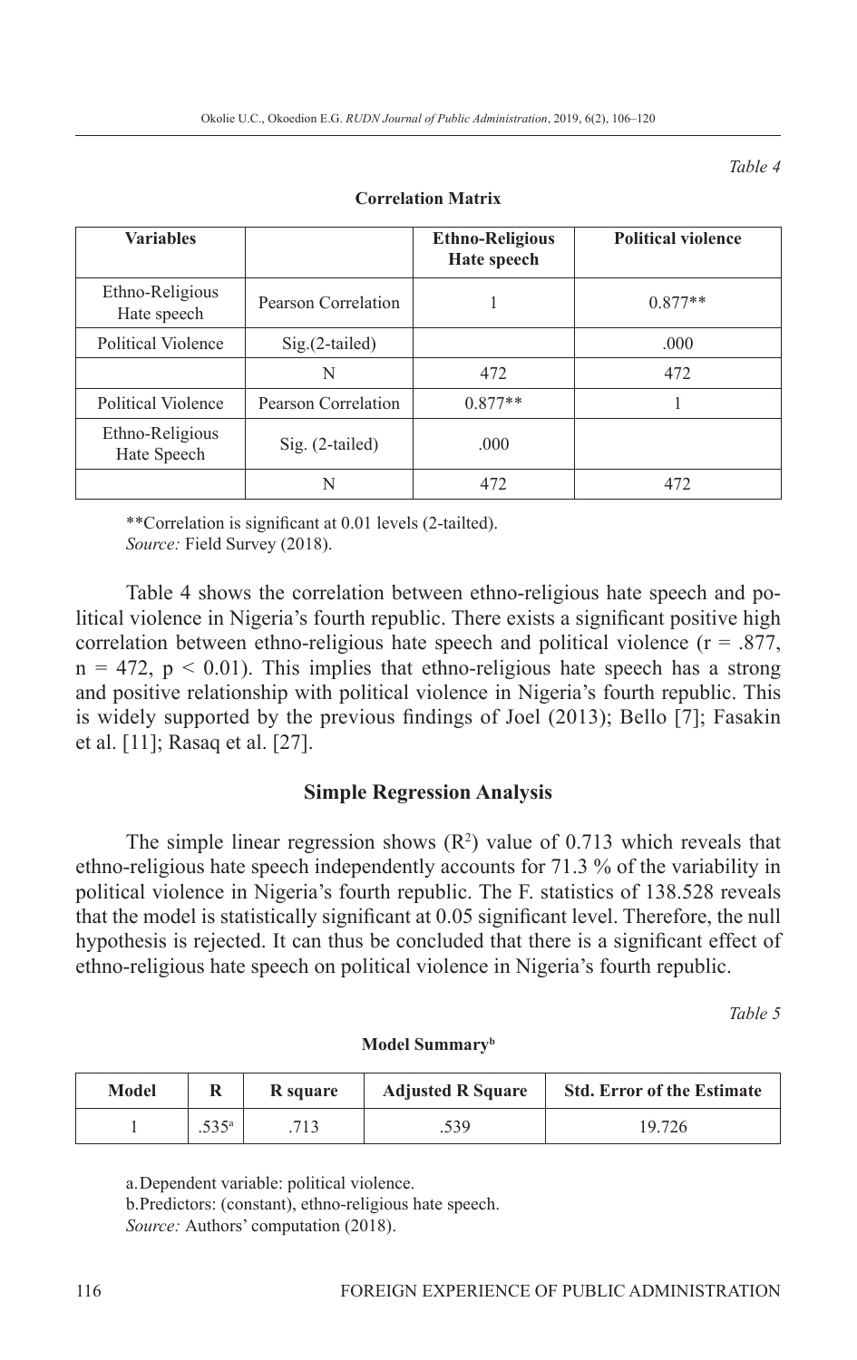*Table 4*

**Correlation Matrix**

| **Variables** | | **Ethno-Religious Hate speech** | **Political violence** |
|---|---|---|---|
| Ethno-Religious Hate speech | Pearson Correlation | 1 | 0.877** |
| Political Violence | Sig.(2-tailed) | | .000 |
| | N | 472 | 472 |
| Political Violence | Pearson Correlation | 0.877** | 1 |
| Ethno-Religious Hate Speech | Sig. (2-tailed) | .000 | |
| | N | 472 | 472 |

**Correlation is significant at 0.01 levels (2-tailted).
*Source:* Field Survey (2018).

Table 4 shows the correlation between ethno-religious hate speech and political violence in Nigeria's fourth republic. There exists a significant positive high correlation between ethno-religious hate speech and political violence ($r = .877$, $n = 472$, $p < 0.01$). This implies that ethno-religious hate speech has a strong and positive relationship with political violence in Nigeria's fourth republic. This is widely supported by the previous findings of Joel (2013); Bello [7]; Fasakin et al. [11]; Rasaq et al. [27].

### Simple Regression Analysis

The simple linear regression shows ($R^2$) value of 0.713 which reveals that ethno-religious hate speech independently accounts for 71.3 % of the variability in political violence in Nigeria's fourth republic. The F. statistics of 138.528 reveals that the model is statistically significant at 0.05 significant level. Therefore, the null hypothesis is rejected. It can thus be concluded that there is a significant effect of ethno-religious hate speech on political violence in Nigeria's fourth republic.

*Table 5*

**Model Summary[b]**

| **Model** | **R** | **R square** | **Adjusted R Square** | **Std. Error of the Estimate** |
|---|---|---|---|---|
| 1 | .535[a] | .713 | .539 | 19.726 |

a. Dependent variable: political violence.
b. Predictors: (constant), ethno-religious hate speech.
*Source:* Authors' computation (2018).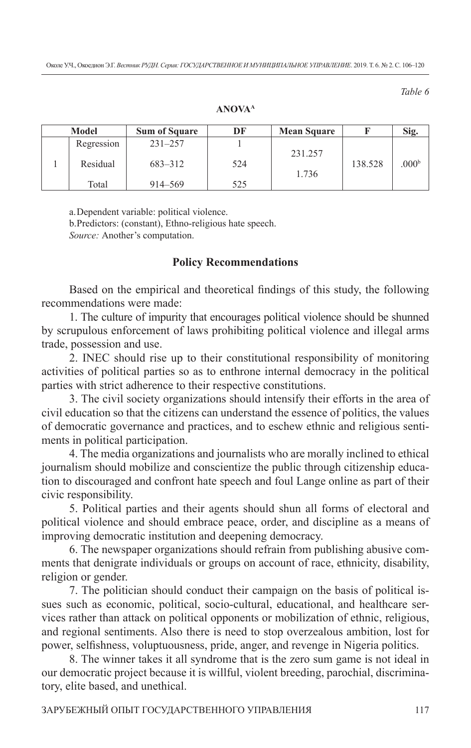*Table 6*

**ANOVA[A]**

| Model | | Sum of Square | DF | Mean Square | F | Sig. |
|---|---|---|---|---|---|---|
| | Regression | 231–257 | 1 | 231.257 | | |
| 1 | Residual | 683–312 | 524 | 1.736 | 138.528 | .000[b] |
| | Total | 914–569 | 525 | | | |

a. Dependent variable: political violence.

b. Predictors: (constant), Ethno-religious hate speech.

*Source:* Another's computation.

## Policy Recommendations

Based on the empirical and theoretical findings of this study, the following recommendations were made:

1. The culture of impurity that encourages political violence should be shunned by scrupulous enforcement of laws prohibiting political violence and illegal arms trade, possession and use.

2. INEC should rise up to their constitutional responsibility of monitoring activities of political parties so as to enthrone internal democracy in the political parties with strict adherence to their respective constitutions.

3. The civil society organizations should intensify their efforts in the area of civil education so that the citizens can understand the essence of politics, the values of democratic governance and practices, and to eschew ethnic and religious sentiments in political participation.

4. The media organizations and journalists who are morally inclined to ethical journalism should mobilize and conscientize the public through citizenship education to discouraged and confront hate speech and foul Lange online as part of their civic responsibility.

5. Political parties and their agents should shun all forms of electoral and political violence and should embrace peace, order, and discipline as a means of improving democratic institution and deepening democracy.

6. The newspaper organizations should refrain from publishing abusive comments that denigrate individuals or groups on account of race, ethnicity, disability, religion or gender.

7. The politician should conduct their campaign on the basis of political issues such as economic, political, socio-cultural, educational, and healthcare services rather than attack on political opponents or mobilization of ethnic, religious, and regional sentiments. Also there is need to stop overzealous ambition, lost for power, selfishness, voluptuousness, pride, anger, and revenge in Nigeria politics.

8. The winner takes it all syndrome that is the zero sum game is not ideal in our democratic project because it is willful, violent breeding, parochial, discriminatory, elite based, and unethical.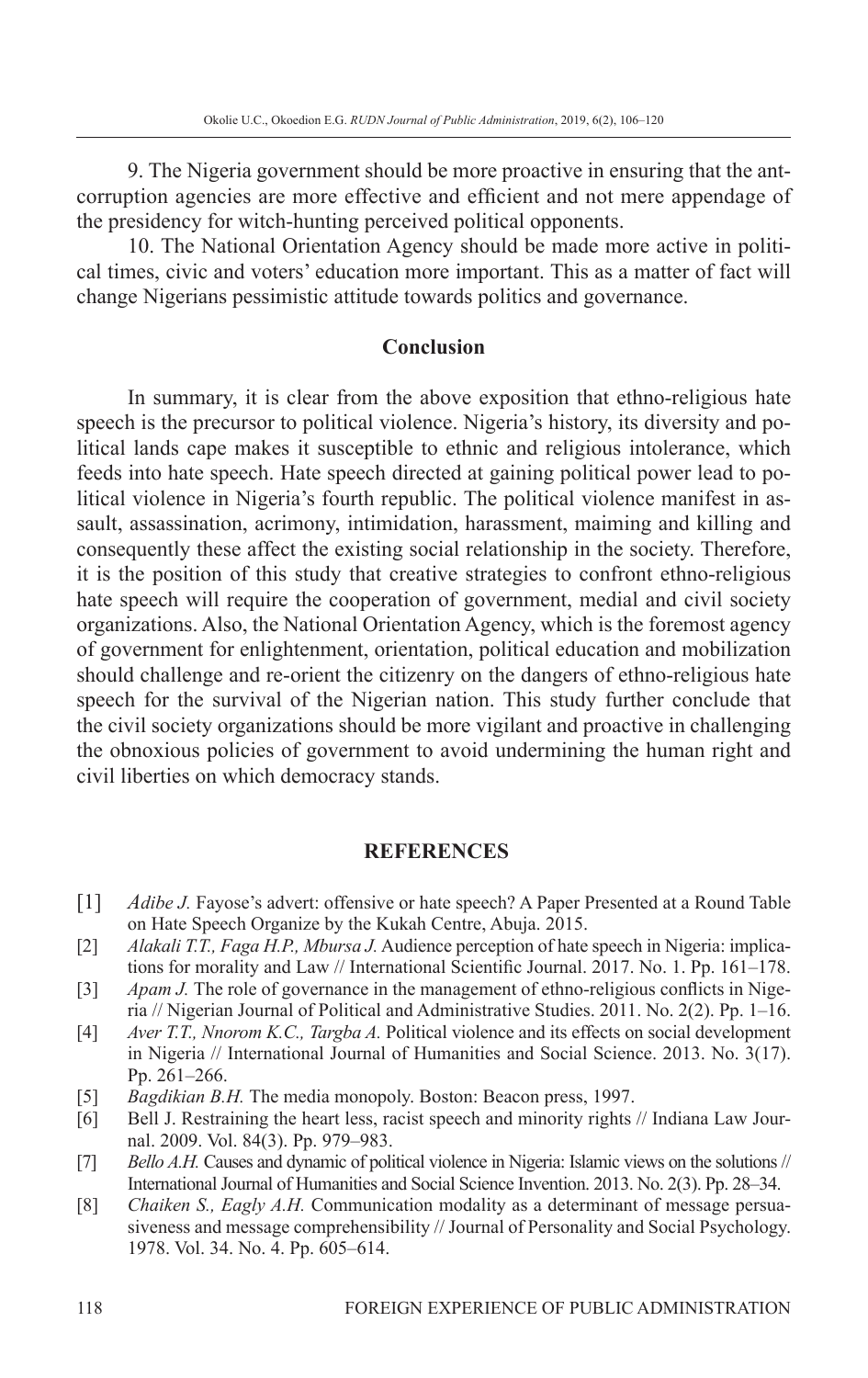9. The Nigeria government should be more proactive in ensuring that the ant-corruption agencies are more effective and efficient and not mere appendage of the presidency for witch-hunting perceived political opponents.

10. The National Orientation Agency should be made more active in political times, civic and voters' education more important. This as a matter of fact will change Nigerians pessimistic attitude towards politics and governance.

## Conclusion

In summary, it is clear from the above exposition that ethno-religious hate speech is the precursor to political violence. Nigeria's history, its diversity and political lands cape makes it susceptible to ethnic and religious intolerance, which feeds into hate speech. Hate speech directed at gaining political power lead to political violence in Nigeria's fourth republic. The political violence manifest in assault, assassination, acrimony, intimidation, harassment, maiming and killing and consequently these affect the existing social relationship in the society. Therefore, it is the position of this study that creative strategies to confront ethno-religious hate speech will require the cooperation of government, medial and civil society organizations. Also, the National Orientation Agency, which is the foremost agency of government for enlightenment, orientation, political education and mobilization should challenge and re-orient the citizenry on the dangers of ethno-religious hate speech for the survival of the Nigerian nation. This study further conclude that the civil society organizations should be more vigilant and proactive in challenging the obnoxious policies of government to avoid undermining the human right and civil liberties on which democracy stands.

## REFERENCES

[1] *Adibe J.* Fayose's advert: offensive or hate speech? A Paper Presented at a Round Table on Hate Speech Organize by the Kukah Centre, Abuja. 2015.

[2] *Alakali T.T., Faga H.P., Mbursa J.* Audience perception of hate speech in Nigeria: implications for morality and Law // International Scientific Journal. 2017. No. 1. Pp. 161–178.

[3] *Apam J.* The role of governance in the management of ethno-religious conflicts in Nigeria // Nigerian Journal of Political and Administrative Studies. 2011. No. 2(2). Pp. 1–16.

[4] *Aver T.T., Nnorom K.C., Targba A.* Political violence and its effects on social development in Nigeria // International Journal of Humanities and Social Science. 2013. No. 3(17). Pp. 261–266.

[5] *Bagdikian B.H.* The media monopoly. Boston: Beacon press, 1997.

[6] Bell J. Restraining the heart less, racist speech and minority rights // Indiana Law Journal. 2009. Vol. 84(3). Pp. 979–983.

[7] *Bello A.H.* Causes and dynamic of political violence in Nigeria: Islamic views on the solutions // International Journal of Humanities and Social Science Invention. 2013. No. 2(3). Pp. 28–34.

[8] *Chaiken S., Eagly A.H.* Communication modality as a determinant of message persuasiveness and message comprehensibility // Journal of Personality and Social Psychology. 1978. Vol. 34. No. 4. Pp. 605–614.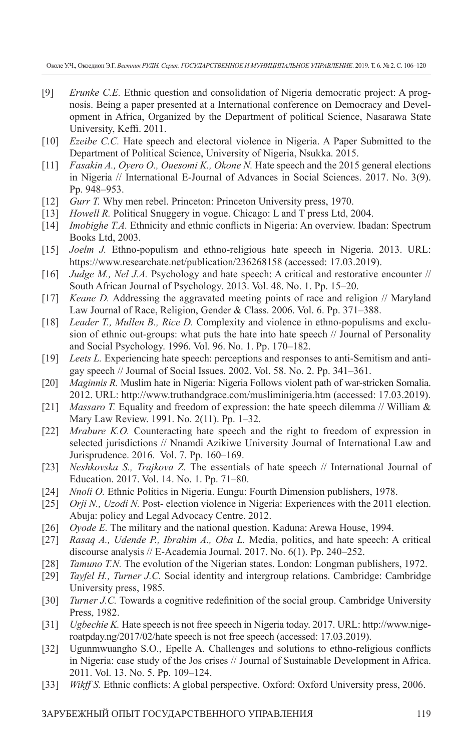[9] *Erunke C.E.* Ethnic question and consolidation of Nigeria democratic project: A prognosis. Being a paper presented at a International conference on Democracy and Development in Africa, Organized by the Department of political Science, Nasarawa State University, Keffi. 2011.

[10] *Ezeibe C.C.* Hate speech and electoral violence in Nigeria. A Paper Submitted to the Department of Political Science, University of Nigeria, Nsukka. 2015.

[11] *Fasakin A., Oyero O., Ouesomi K., Okone N.* Hate speech and the 2015 general elections in Nigeria // International E-Journal of Advances in Social Sciences. 2017. No. 3(9). Pp. 948–953.

[12] *Gurr T.* Why men rebel. Princeton: Princeton University press, 1970.

[13] *Howell R.* Political Snuggery in vogue. Chicago: L and T press Ltd, 2004.

[14] *Imobighe T.A.* Ethnicity and ethnic conflicts in Nigeria: An overview. Ibadan: Spectrum Books Ltd, 2003.

[15] *Joelm J.* Ethno-populism and ethno-religious hate speech in Nigeria. 2013. URL: https://www.researchate.net/publication/236268158 (accessed: 17.03.2019).

[16] *Judge M., Nel J.A.* Psychology and hate speech: A critical and restorative encounter // South African Journal of Psychology. 2013. Vol. 48. No. 1. Pp. 15–20.

[17] *Keane D.* Addressing the aggravated meeting points of race and religion // Maryland Law Journal of Race, Religion, Gender & Class. 2006. Vol. 6. Pp. 371–388.

[18] *Leader T., Mullen B., Rice D.* Complexity and violence in ethno-populisms and exclusion of ethnic out-groups: what puts the hate into hate speech // Journal of Personality and Social Psychology. 1996. Vol. 96. No. 1. Pp. 170–182.

[19] *Leets L.* Experiencing hate speech: perceptions and responses to anti-Semitism and anti-gay speech // Journal of Social Issues. 2002. Vol. 58. No. 2. Pp. 341–361.

[20] *Maginnis R.* Muslim hate in Nigeria: Nigeria Follows violent path of war-stricken Somalia. 2012. URL: http://www.truthandgrace.com/musliminigeria.htm (accessed: 17.03.2019).

[21] *Massaro T.* Equality and freedom of expression: the hate speech dilemma // William & Mary Law Review. 1991. No. 2(11). Pp. 1–32.

[22] *Mrabure K.O.* Counteracting hate speech and the right to freedom of expression in selected jurisdictions // Nnamdi Azikiwe University Journal of International Law and Jurisprudence. 2016. Vol. 7. Pp. 160–169.

[23] *Neshkovska S., Trajkova Z.* The essentials of hate speech // International Journal of Education. 2017. Vol. 14. No. 1. Pp. 71–80.

[24] *Nnoli O.* Ethnic Politics in Nigeria. Eungu: Fourth Dimension publishers, 1978.

[25] *Orji N., Uzodi N.* Post- election violence in Nigeria: Experiences with the 2011 election. Abuja: policy and Legal Advocacy Centre. 2012.

[26] *Oyode E.* The military and the national question. Kaduna: Arewa House, 1994.

[27] *Rasaq A., Udende P., Ibrahim A., Oba L.* Media, politics, and hate speech: A critical discourse analysis // E-Academia Journal. 2017. No. 6(1). Pp. 240–252.

[28] *Tamuno T.N.* The evolution of the Nigerian states. London: Longman publishers, 1972.

[29] *Tayfel H., Turner J.C.* Social identity and intergroup relations. Cambridge: Cambridge University press, 1985.

[30] *Turner J.C.* Towards a cognitive redefinition of the social group. Cambridge University Press, 1982.

[31] *Ugbechie K.* Hate speech is not free speech in Nigeria today. 2017. URL: http://www.nigeroatpday.ng/2017/02/hate speech is not free speech (accessed: 17.03.2019).

[32] Ugunmwuangho S.O., Epelle A. Challenges and solutions to ethno-religious conflicts in Nigeria: case study of the Jos crises // Journal of Sustainable Development in Africa. 2011. Vol. 13. No. 5. Pp. 109–124.

[33] *Wikff S.* Ethnic conflicts: A global perspective. Oxford: Oxford University press, 2006.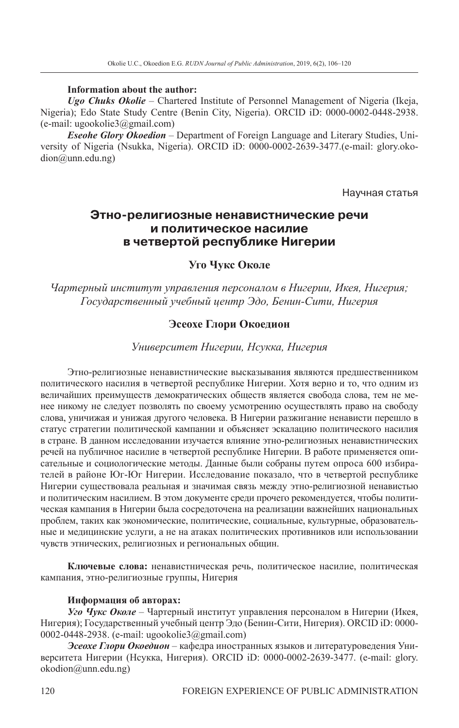**Information about the author:**

***Ugo Chuks Okolie*** – Chartered Institute of Personnel Management of Nigeria (Ikeja, Nigeria); Edo State Study Centre (Benin City, Nigeria). ORCID iD: 0000-0002-0448-2938. (e-mail: ugookolie3@gmail.com)

***Eseohe Glory Okoedion*** – Department of Foreign Language and Literary Studies, University of Nigeria (Nsukka, Nigeria). ORCID iD: 0000-0002-2639-3477.(e-mail: glory.okodion@unn.edu.ng)

Научная статья

# Этно-религиозные ненавистнические речи и политическое насилие в четвертой республике Нигерии

**Уго Чукс Околе**

*Чартерный институт управления персоналом в Нигерии, Икея, Нигерия; Государственный учебный центр Эдо, Бенин-Сити, Нигерия*

**Эсеохе Глори Окоедион**

*Университет Нигерии, Нсукка, Нигерия*

Этно-религиозные ненавистнические высказывания являются предшественником политического насилия в четвертой республике Нигерии. Хотя верно и то, что одним из величайших преимуществ демократических обществ является свобода слова, тем не менее никому не следует позволять по своему усмотрению осуществлять право на свободу слова, уничижая и унижая другого человека. В Нигерии разжигание ненависти перешло в статус стратегии политической кампании и объясняет эскалацию политического насилия в стране. В данном исследовании изучается влияние этно-религиозных ненавистнических речей на публичное насилие в четвертой республике Нигерии. В работе применяется описательные и социологические методы. Данные были собраны путем опроса 600 избирателей в районе Юг-Юг Нигерии. Исследование показало, что в четвертой республике Нигерии существовала реальная и значимая связь между этно-религиозной ненавистью и политическим насилием. В этом документе среди прочего рекомендуется, чтобы политическая кампания в Нигерии была сосредоточена на реализации важнейших национальных проблем, таких как экономические, политические, социальные, культурные, образовательные и медицинские услуги, а не на атаках политических противников или использовании чувств этнических, религиозных и региональных общин.

**Ключевые слова:** ненавистническая речь, политическое насилие, политическая кампания, этно-религиозные группы, Нигерия

**Информация об авторах:**

***Уго Чукс Околе*** – Чартерный институт управления персоналом в Нигерии (Икея, Нигерия); Государственный учебный центр Эдо (Бенин-Сити, Нигерия). ORCID iD: 0000-0002-0448-2938. (e-mail: ugookolie3@gmail.com)

***Эсеохе Глори Окоедион*** – кафедра иностранных языков и литературоведения Университета Нигерии (Нсукка, Нигерия). ORCID iD: 0000-0002-2639-3477. (e-mail: glory.okodion@unn.edu.ng)